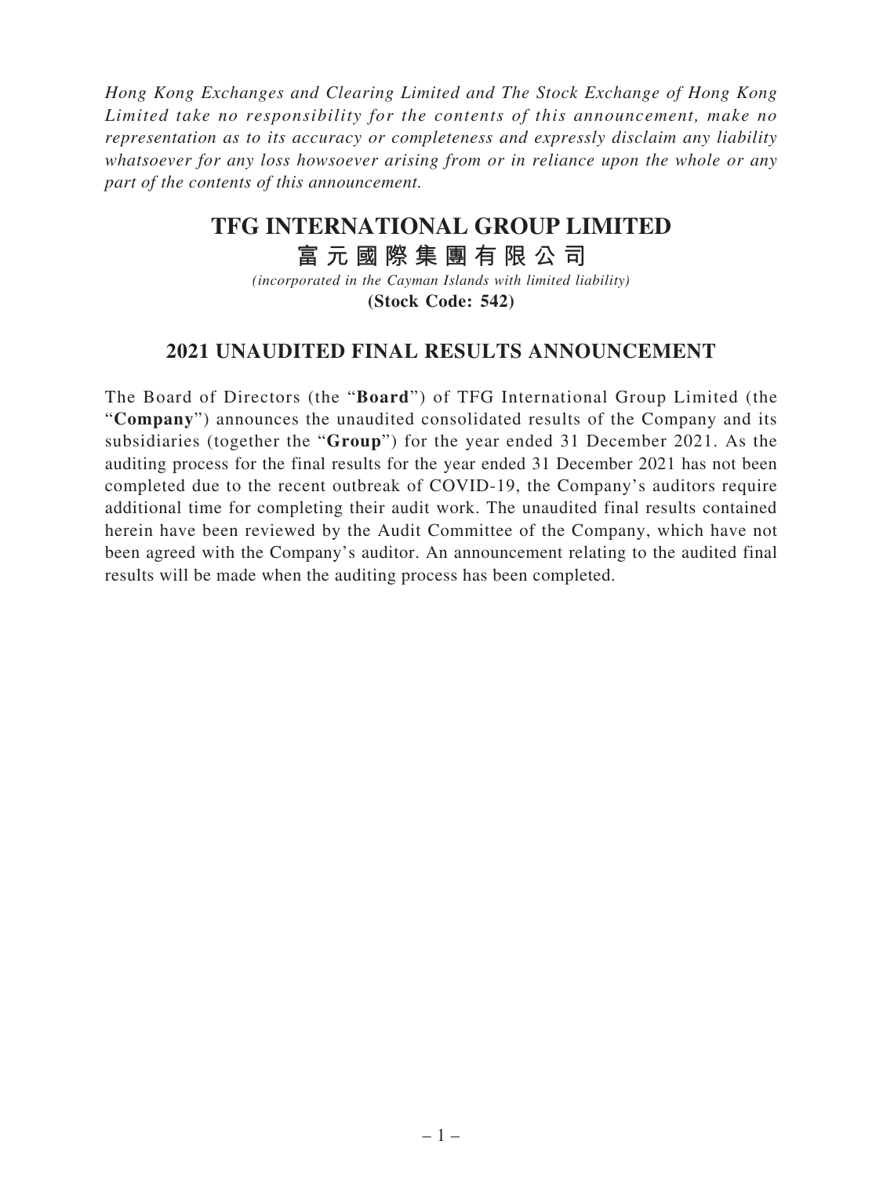*Hong Kong Exchanges and Clearing Limited and The Stock Exchange of Hong Kong Limited take no responsibility for the contents of this announcement, make no representation as to its accuracy or completeness and expressly disclaim any liability whatsoever for any loss howsoever arising from or in reliance upon the whole or any part of the contents of this announcement.*

# TFG INTERNATIONAL GROUP LIMITED

# 富 元 國 際 集 團 有 限 公 司

*(incorporated in the Cayman Islands with limited liability)*

**(Stock Code: 542)**

## 2021 UNAUDITED FINAL RESULTS ANNOUNCEMENT

The Board of Directors (the "**Board**") of TFG International Group Limited (the "**Company**") announces the unaudited consolidated results of the Company and its subsidiaries (together the "**Group**") for the year ended 31 December 2021. As the auditing process for the final results for the year ended 31 December 2021 has not been completed due to the recent outbreak of COVID-19, the Company's auditors require additional time for completing their audit work. The unaudited final results contained herein have been reviewed by the Audit Committee of the Company, which have not been agreed with the Company's auditor. An announcement relating to the audited final results will be made when the auditing process has been completed.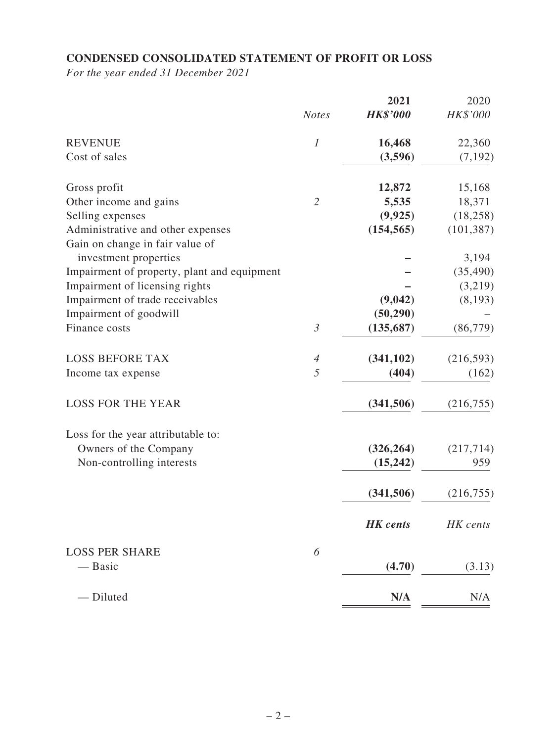**CONDENSED CONSOLIDATED STATEMENT OF PROFIT OR LOSS**

*For the year ended 31 December 2021*

| | *Notes* | **2021** | 2020 |
|---|---|---|---|
| | | ***HK$'000*** | *HK$'000* |
| REVENUE | *1* | **16,468** | 22,360 |
| Cost of sales | | **(3,596)** | (7,192) |
| Gross profit | | **12,872** | 15,168 |
| Other income and gains | *2* | **5,535** | 18,371 |
| Selling expenses | | **(9,925)** | (18,258) |
| Administrative and other expenses | | **(154,565)** | (101,387) |
| Gain on change in fair value of investment properties | | **–** | 3,194 |
| Impairment of property, plant and equipment | | **–** | (35,490) |
| Impairment of licensing rights | | **–** | (3,219) |
| Impairment of trade receivables | | **(9,042)** | (8,193) |
| Impairment of goodwill | | **(50,290)** | – |
| Finance costs | *3* | **(135,687)** | (86,779) |
| LOSS BEFORE TAX | *4* | **(341,102)** | (216,593) |
| Income tax expense | *5* | **(404)** | (162) |
| LOSS FOR THE YEAR | | **(341,506)** | (216,755) |
| Loss for the year attributable to: | | | |
| Owners of the Company | | **(326,264)** | (217,714) |
| Non-controlling interests | | **(15,242)** | 959 |
| | | **(341,506)** | (216,755) |
| | | ***HK cents*** | *HK cents* |
| LOSS PER SHARE | *6* | | |
| — Basic | | **(4.70)** | (3.13) |
| — Diluted | | **N/A** | N/A |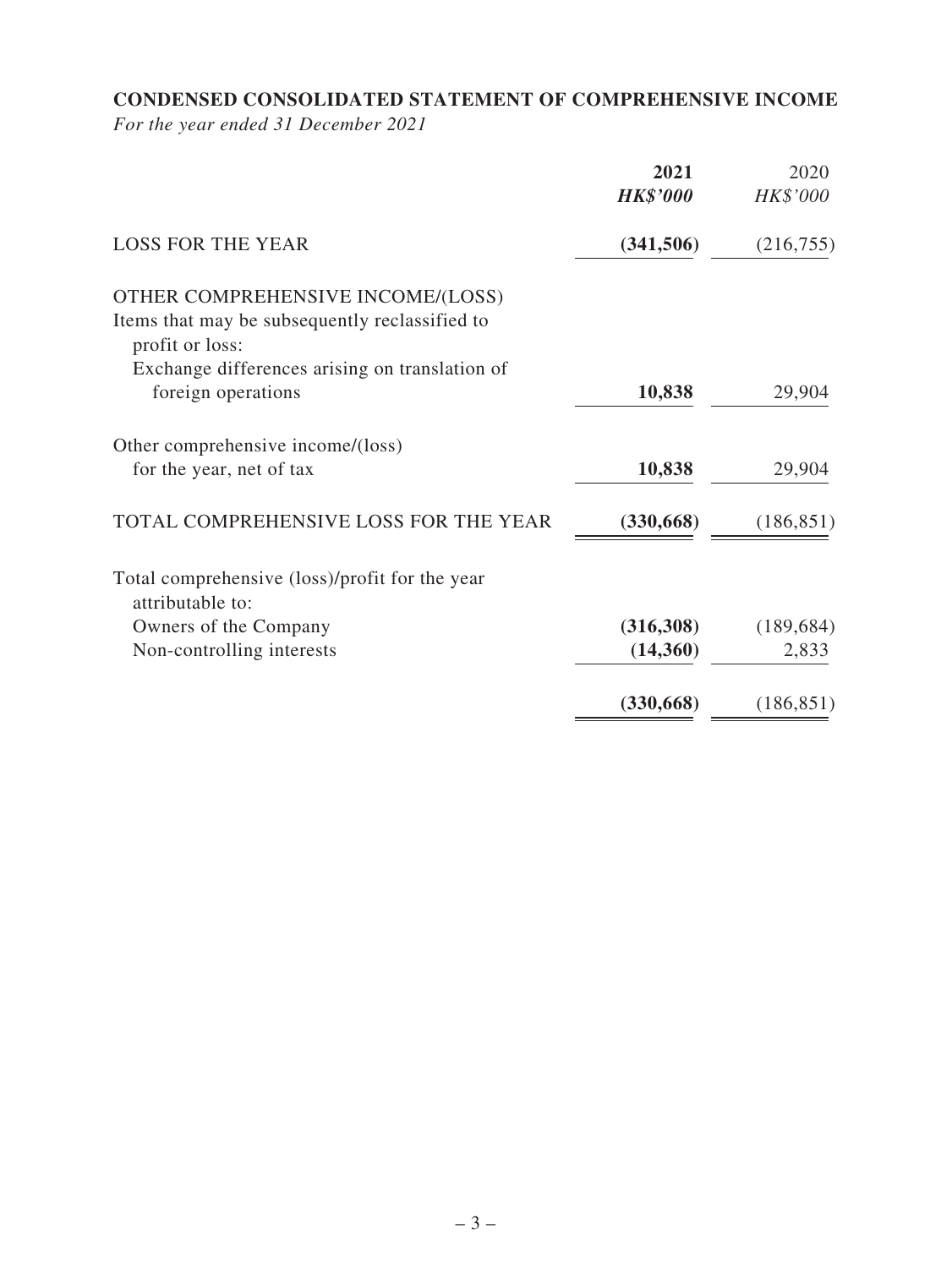## CONDENSED CONSOLIDATED STATEMENT OF COMPREHENSIVE INCOME

*For the year ended 31 December 2021*

| | **2021** | 2020 |
|---|---|---|
| | ***HK$'000*** | *HK$'000* |
| LOSS FOR THE YEAR | **(341,506)** | (216,755) |
| OTHER COMPREHENSIVE INCOME/(LOSS) | | |
| Items that may be subsequently reclassified to profit or loss: | | |
| Exchange differences arising on translation of foreign operations | **10,838** | 29,904 |
| Other comprehensive income/(loss) for the year, net of tax | **10,838** | 29,904 |
| TOTAL COMPREHENSIVE LOSS FOR THE YEAR | **(330,668)** | (186,851) |
| Total comprehensive (loss)/profit for the year attributable to: | | |
| Owners of the Company | **(316,308)** | (189,684) |
| Non-controlling interests | **(14,360)** | 2,833 |
| | **(330,668)** | (186,851) |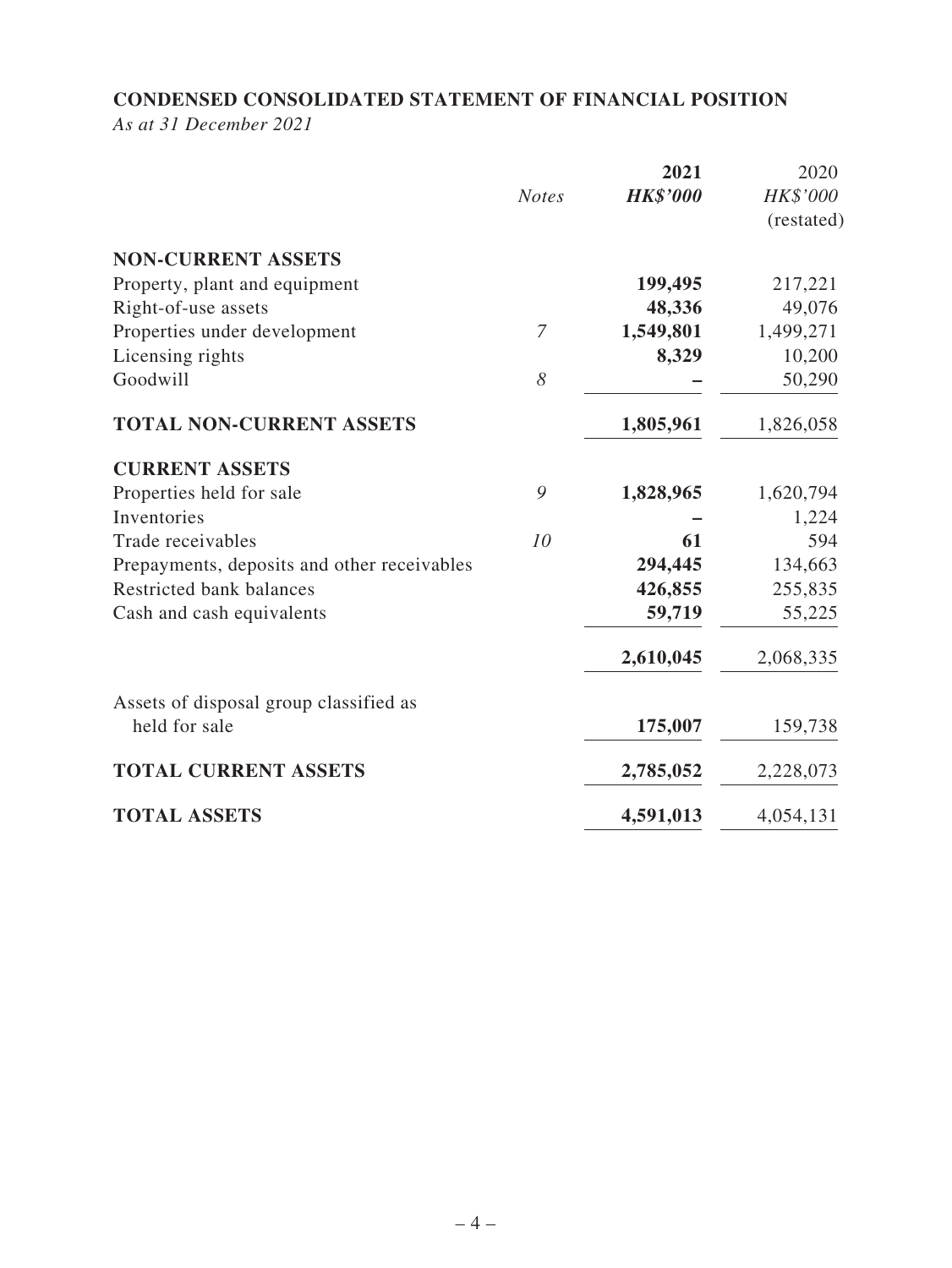## CONDENSED CONSOLIDATED STATEMENT OF FINANCIAL POSITION

*As at 31 December 2021*

| | *Notes* | **2021** | 2020 |
|---|---|---|---|
| | | ***HK$'000*** | *HK$'000* |
| | | | (restated) |
| **NON-CURRENT ASSETS** | | | |
| Property, plant and equipment | | **199,495** | 217,221 |
| Right-of-use assets | | **48,336** | 49,076 |
| Properties under development | *7* | **1,549,801** | 1,499,271 |
| Licensing rights | | **8,329** | 10,200 |
| Goodwill | *8* | **–** | 50,290 |
| **TOTAL NON-CURRENT ASSETS** | | **1,805,961** | 1,826,058 |
| **CURRENT ASSETS** | | | |
| Properties held for sale | *9* | **1,828,965** | 1,620,794 |
| Inventories | | **–** | 1,224 |
| Trade receivables | *10* | **61** | 594 |
| Prepayments, deposits and other receivables | | **294,445** | 134,663 |
| Restricted bank balances | | **426,855** | 255,835 |
| Cash and cash equivalents | | **59,719** | 55,225 |
| | | **2,610,045** | 2,068,335 |
| Assets of disposal group classified as held for sale | | **175,007** | 159,738 |
| **TOTAL CURRENT ASSETS** | | **2,785,052** | 2,228,073 |
| **TOTAL ASSETS** | | **4,591,013** | 4,054,131 |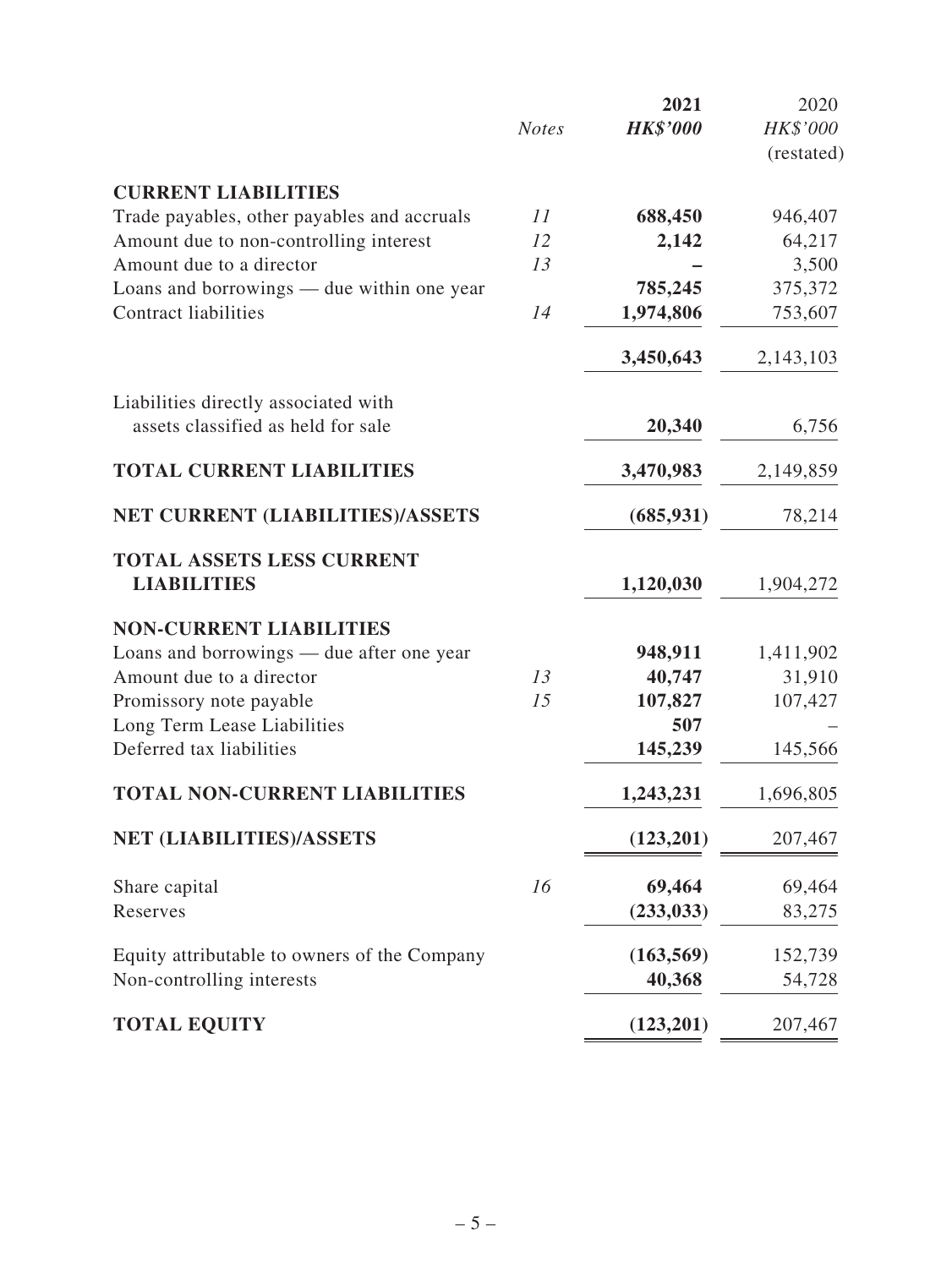| | Notes | 2021<br>HK$'000 | 2020<br>HK$'000<br>(restated) |
|---|---|---|---|
| **CURRENT LIABILITIES** | | | |
| Trade payables, other payables and accruals | 11 | **688,450** | 946,407 |
| Amount due to non-controlling interest | 12 | **2,142** | 64,217 |
| Amount due to a director | 13 | **–** | 3,500 |
| Loans and borrowings — due within one year | | **785,245** | 375,372 |
| Contract liabilities | 14 | **1,974,806** | 753,607 |
| | | **3,450,643** | 2,143,103 |
| Liabilities directly associated with assets classified as held for sale | | **20,340** | 6,756 |
| **TOTAL CURRENT LIABILITIES** | | **3,470,983** | 2,149,859 |
| **NET CURRENT (LIABILITIES)/ASSETS** | | **(685,931)** | 78,214 |
| **TOTAL ASSETS LESS CURRENT LIABILITIES** | | **1,120,030** | 1,904,272 |
| **NON-CURRENT LIABILITIES** | | | |
| Loans and borrowings — due after one year | | **948,911** | 1,411,902 |
| Amount due to a director | 13 | **40,747** | 31,910 |
| Promissory note payable | 15 | **107,827** | 107,427 |
| Long Term Lease Liabilities | | **507** | – |
| Deferred tax liabilities | | **145,239** | 145,566 |
| **TOTAL NON-CURRENT LIABILITIES** | | **1,243,231** | 1,696,805 |
| **NET (LIABILITIES)/ASSETS** | | **(123,201)** | 207,467 |
| Share capital | 16 | **69,464** | 69,464 |
| Reserves | | **(233,033)** | 83,275 |
| Equity attributable to owners of the Company | | **(163,569)** | 152,739 |
| Non-controlling interests | | **40,368** | 54,728 |
| **TOTAL EQUITY** | | **(123,201)** | 207,467 |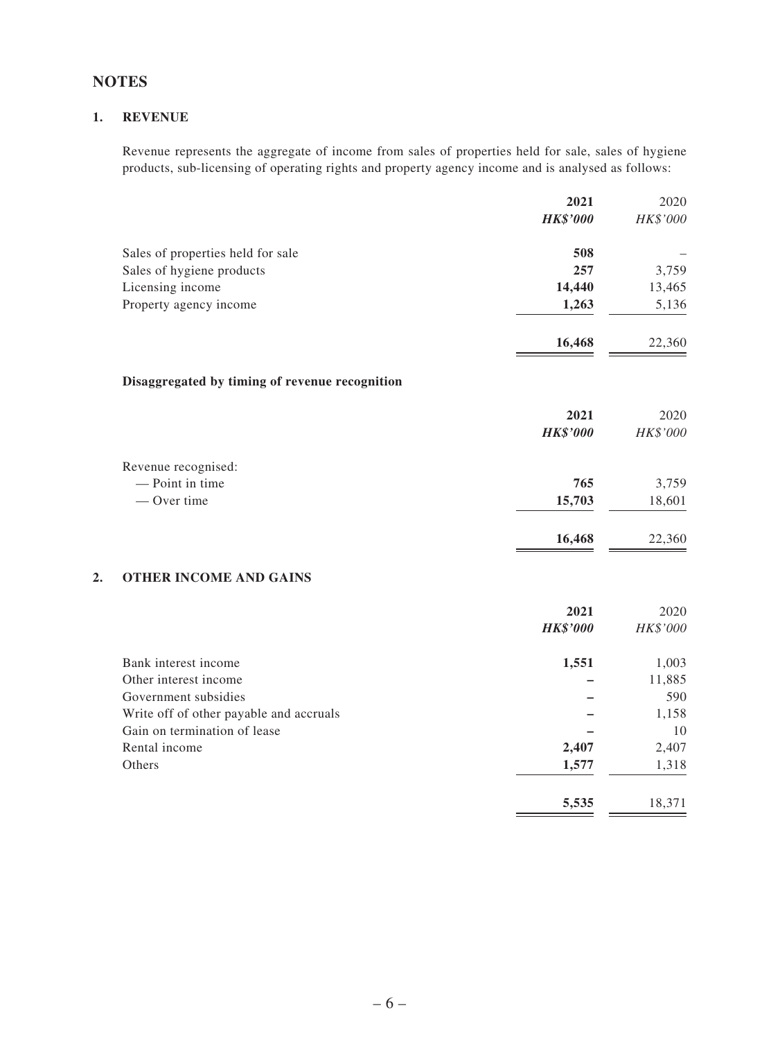## NOTES

### 1. REVENUE

Revenue represents the aggregate of income from sales of properties held for sale, sales of hygiene products, sub-licensing of operating rights and property agency income and is analysed as follows:

| | **2021** | 2020 |
|---|---|---|
| | ***HK$'000*** | *HK$'000* |
| Sales of properties held for sale | **508** | – |
| Sales of hygiene products | **257** | 3,759 |
| Licensing income | **14,440** | 13,465 |
| Property agency income | **1,263** | 5,136 |
| | **16,468** | 22,360 |

**Disaggregated by timing of revenue recognition**

| | **2021** | 2020 |
|---|---|---|
| | ***HK$'000*** | *HK$'000* |
| Revenue recognised: | | |
| — Point in time | **765** | 3,759 |
| — Over time | **15,703** | 18,601 |
| | **16,468** | 22,360 |

### 2. OTHER INCOME AND GAINS

| | **2021** | 2020 |
|---|---|---|
| | ***HK$'000*** | *HK$'000* |
| Bank interest income | **1,551** | 1,003 |
| Other interest income | **–** | 11,885 |
| Government subsidies | **–** | 590 |
| Write off of other payable and accruals | **–** | 1,158 |
| Gain on termination of lease | **–** | 10 |
| Rental income | **2,407** | 2,407 |
| Others | **1,577** | 1,318 |
| | **5,535** | 18,371 |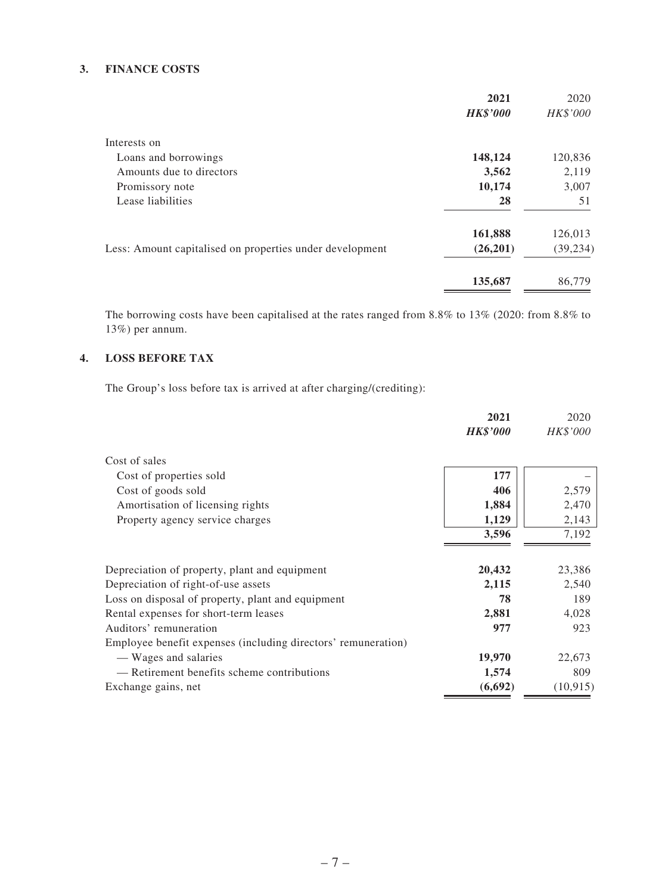### 3. FINANCE COSTS

| | 2021 | 2020 |
|---|---|---|
| | ***HK$'000*** | *HK$'000* |
| Interests on | | |
| Loans and borrowings | **148,124** | 120,836 |
| Amounts due to directors | **3,562** | 2,119 |
| Promissory note | **10,174** | 3,007 |
| Lease liabilities | **28** | 51 |
| | **161,888** | 126,013 |
| Less: Amount capitalised on properties under development | **(26,201)** | (39,234) |
| | **135,687** | 86,779 |

The borrowing costs have been capitalised at the rates ranged from 8.8% to 13% (2020: from 8.8% to 13%) per annum.

### 4. LOSS BEFORE TAX

The Group's loss before tax is arrived at after charging/(crediting):

| | 2021 | 2020 |
|---|---|---|
| | ***HK$'000*** | *HK$'000* |
| Cost of sales | | |
| Cost of properties sold | **177** | – |
| Cost of goods sold | **406** | 2,579 |
| Amortisation of licensing rights | **1,884** | 2,470 |
| Property agency service charges | **1,129** | 2,143 |
| | **3,596** | 7,192 |
| Depreciation of property, plant and equipment | **20,432** | 23,386 |
| Depreciation of right-of-use assets | **2,115** | 2,540 |
| Loss on disposal of property, plant and equipment | **78** | 189 |
| Rental expenses for short-term leases | **2,881** | 4,028 |
| Auditors' remuneration | **977** | 923 |
| Employee benefit expenses (including directors' remuneration) | | |
| — Wages and salaries | **19,970** | 22,673 |
| — Retirement benefits scheme contributions | **1,574** | 809 |
| Exchange gains, net | **(6,692)** | (10,915) |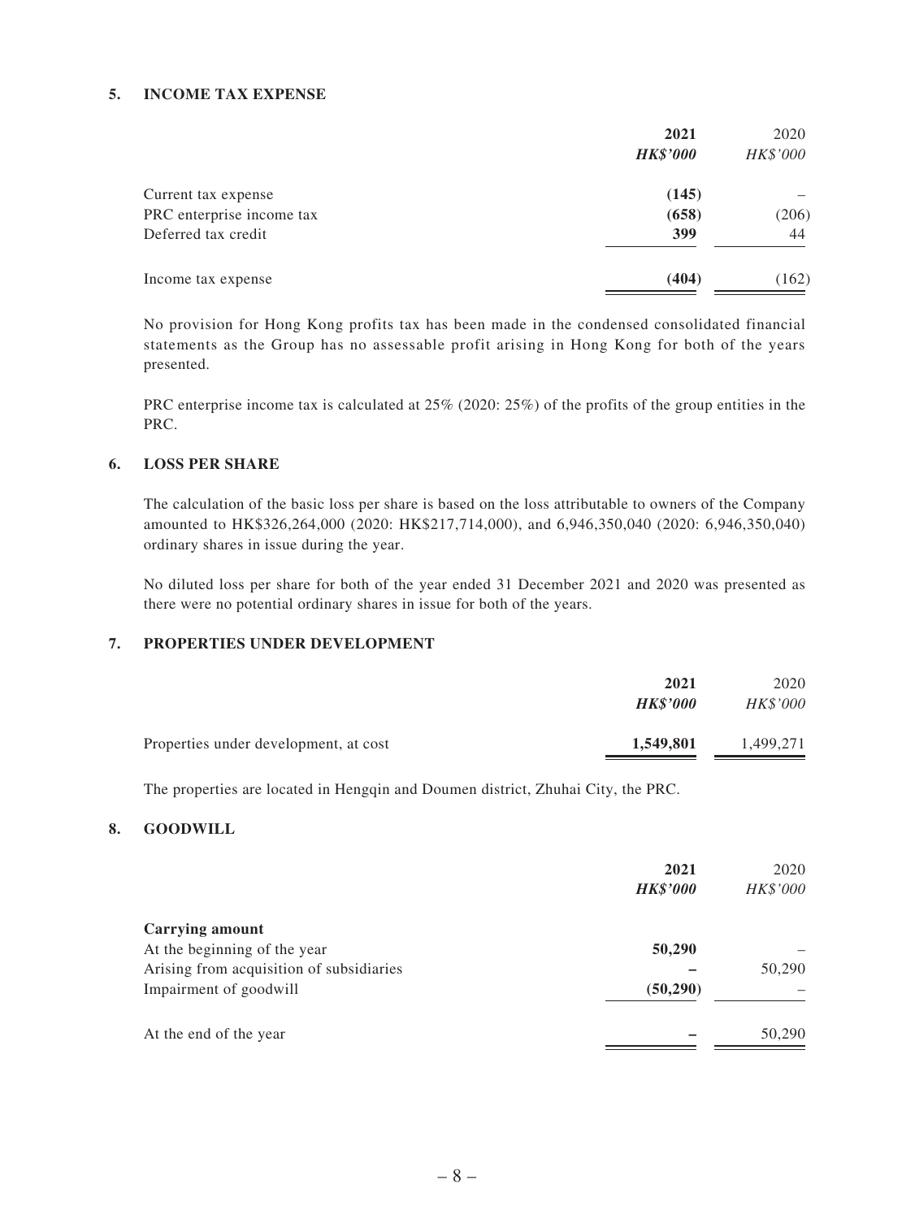### 5. INCOME TAX EXPENSE

| | 2021 | 2020 |
|---|---|---|
| | ***HK$'000*** | *HK$'000* |
| Current tax expense | **(145)** | – |
| PRC enterprise income tax | **(658)** | (206) |
| Deferred tax credit | **399** | 44 |
| Income tax expense | **(404)** | (162) |

No provision for Hong Kong profits tax has been made in the condensed consolidated financial statements as the Group has no assessable profit arising in Hong Kong for both of the years presented.

PRC enterprise income tax is calculated at 25% (2020: 25%) of the profits of the group entities in the PRC.

### 6. LOSS PER SHARE

The calculation of the basic loss per share is based on the loss attributable to owners of the Company amounted to HK$326,264,000 (2020: HK$217,714,000), and 6,946,350,040 (2020: 6,946,350,040) ordinary shares in issue during the year.

No diluted loss per share for both of the year ended 31 December 2021 and 2020 was presented as there were no potential ordinary shares in issue for both of the years.

### 7. PROPERTIES UNDER DEVELOPMENT

| | 2021 | 2020 |
|---|---|---|
| | ***HK$'000*** | *HK$'000* |
| Properties under development, at cost | **1,549,801** | 1,499,271 |

The properties are located in Hengqin and Doumen district, Zhuhai City, the PRC.

### 8. GOODWILL

| | 2021 | 2020 |
|---|---|---|
| | ***HK$'000*** | *HK$'000* |
| **Carrying amount** | | |
| At the beginning of the year | **50,290** | – |
| Arising from acquisition of subsidiaries | **–** | 50,290 |
| Impairment of goodwill | **(50,290)** | – |
| At the end of the year | **–** | 50,290 |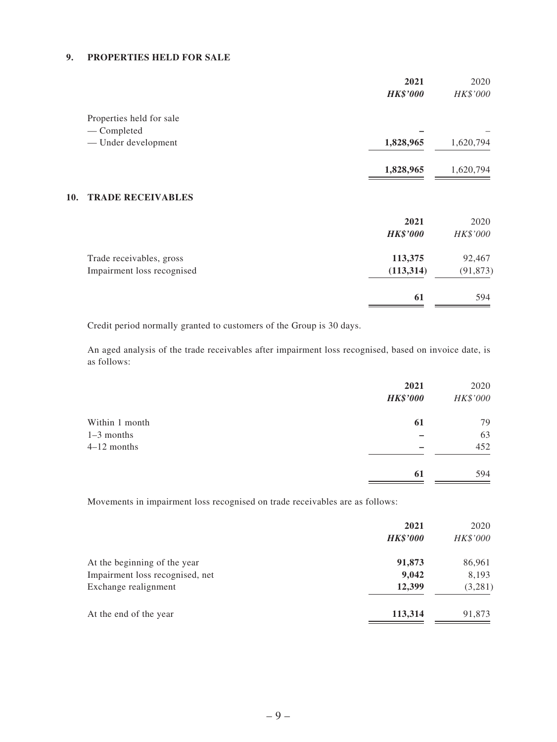## 9. PROPERTIES HELD FOR SALE

| | 2021 | 2020 |
|---|---|---|
| | ***HK$'000*** | *HK$'000* |
| Properties held for sale | | |
| — Completed | **–** | – |
| — Under development | **1,828,965** | 1,620,794 |
| | **1,828,965** | 1,620,794 |

## 10. TRADE RECEIVABLES

| | 2021 | 2020 |
|---|---|---|
| | ***HK$'000*** | *HK$'000* |
| Trade receivables, gross | **113,375** | 92,467 |
| Impairment loss recognised | **(113,314)** | (91,873) |
| | **61** | 594 |

Credit period normally granted to customers of the Group is 30 days.

An aged analysis of the trade receivables after impairment loss recognised, based on invoice date, is as follows:

| | 2021 | 2020 |
|---|---|---|
| | ***HK$'000*** | *HK$'000* |
| Within 1 month | **61** | 79 |
| 1–3 months | **–** | 63 |
| 4–12 months | **–** | 452 |
| | **61** | 594 |

Movements in impairment loss recognised on trade receivables are as follows:

| | 2021 | 2020 |
|---|---|---|
| | ***HK$'000*** | *HK$'000* |
| At the beginning of the year | **91,873** | 86,961 |
| Impairment loss recognised, net | **9,042** | 8,193 |
| Exchange realignment | **12,399** | (3,281) |
| At the end of the year | **113,314** | 91,873 |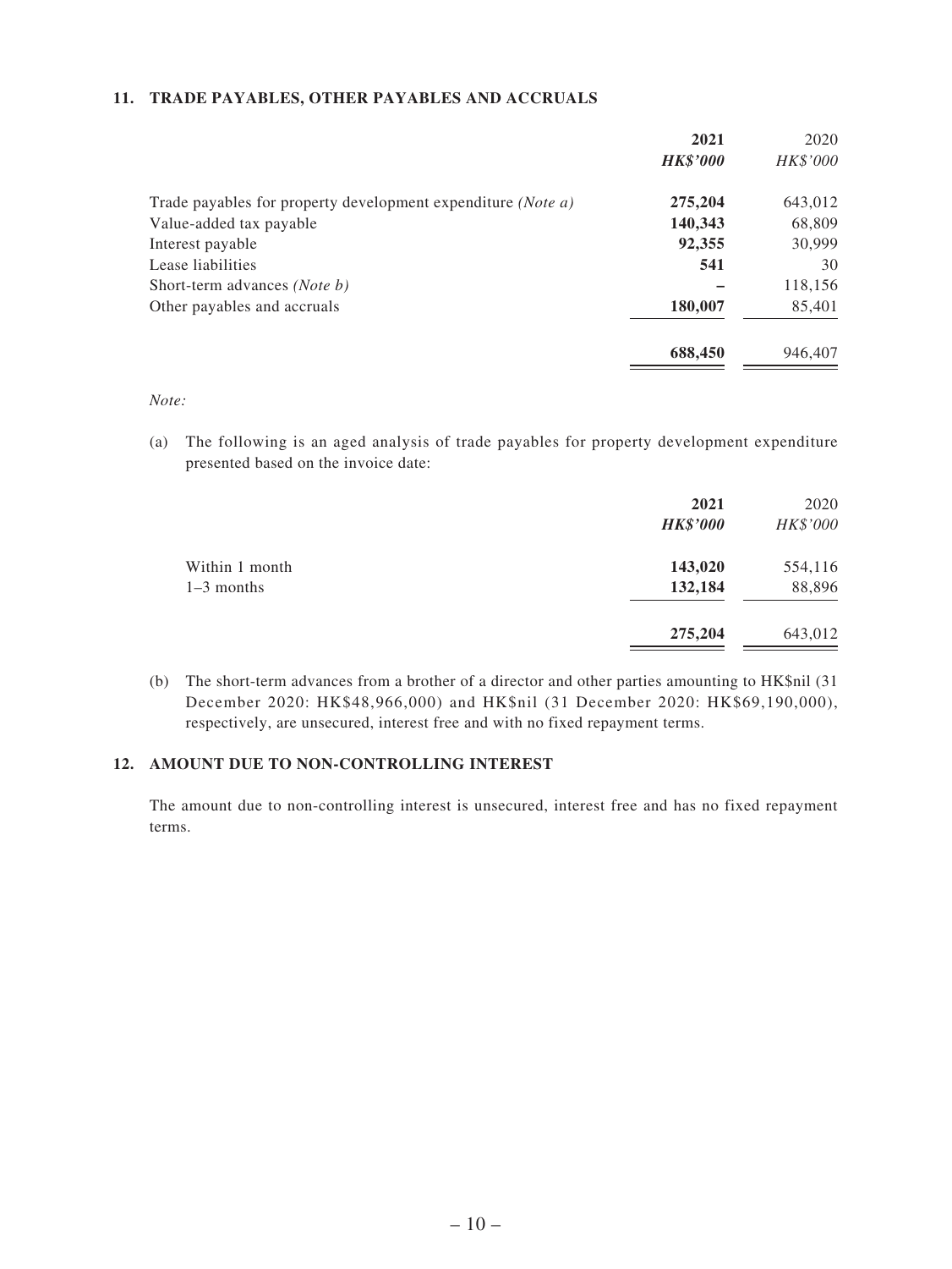## 11. TRADE PAYABLES, OTHER PAYABLES AND ACCRUALS

| | **2021** | 2020 |
|---|---|---|
| | ***HK$'000*** | *HK$'000* |
| Trade payables for property development expenditure *(Note a)* | **275,204** | 643,012 |
| Value-added tax payable | **140,343** | 68,809 |
| Interest payable | **92,355** | 30,999 |
| Lease liabilities | **541** | 30 |
| Short-term advances *(Note b)* | **–** | 118,156 |
| Other payables and accruals | **180,007** | 85,401 |
| | **688,450** | 946,407 |

*Note:*

(a) The following is an aged analysis of trade payables for property development expenditure presented based on the invoice date:

| | **2021** | 2020 |
|---|---|---|
| | ***HK$'000*** | *HK$'000* |
| Within 1 month | **143,020** | 554,116 |
| 1–3 months | **132,184** | 88,896 |
| | **275,204** | 643,012 |

(b) The short-term advances from a brother of a director and other parties amounting to HK$nil (31 December 2020: HK$48,966,000) and HK$nil (31 December 2020: HK$69,190,000), respectively, are unsecured, interest free and with no fixed repayment terms.

## 12. AMOUNT DUE TO NON-CONTROLLING INTEREST

The amount due to non-controlling interest is unsecured, interest free and has no fixed repayment terms.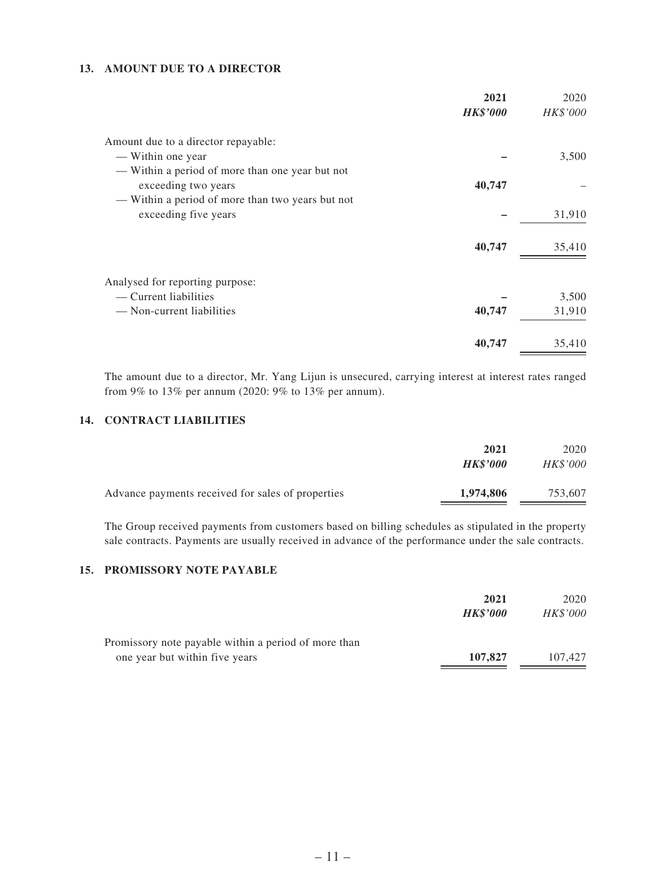### 13. AMOUNT DUE TO A DIRECTOR

| | 2021 | 2020 |
|---|---|---|
| | ***HK$'000*** | *HK$'000* |
| Amount due to a director repayable: | | |
| — Within one year | **–** | 3,500 |
| — Within a period of more than one year but not exceeding two years | **40,747** | – |
| — Within a period of more than two years but not exceeding five years | **–** | 31,910 |
| | **40,747** | 35,410 |
| Analysed for reporting purpose: | | |
| — Current liabilities | **–** | 3,500 |
| — Non-current liabilities | **40,747** | 31,910 |
| | **40,747** | 35,410 |

The amount due to a director, Mr. Yang Lijun is unsecured, carrying interest at interest rates ranged from 9% to 13% per annum (2020: 9% to 13% per annum).

### 14. CONTRACT LIABILITIES

| | 2021 | 2020 |
|---|---|---|
| | ***HK$'000*** | *HK$'000* |
| Advance payments received for sales of properties | **1,974,806** | 753,607 |

The Group received payments from customers based on billing schedules as stipulated in the property sale contracts. Payments are usually received in advance of the performance under the sale contracts.

### 15. PROMISSORY NOTE PAYABLE

| | 2021 | 2020 |
|---|---|---|
| | ***HK$'000*** | *HK$'000* |
| Promissory note payable within a period of more than one year but within five years | **107,827** | 107,427 |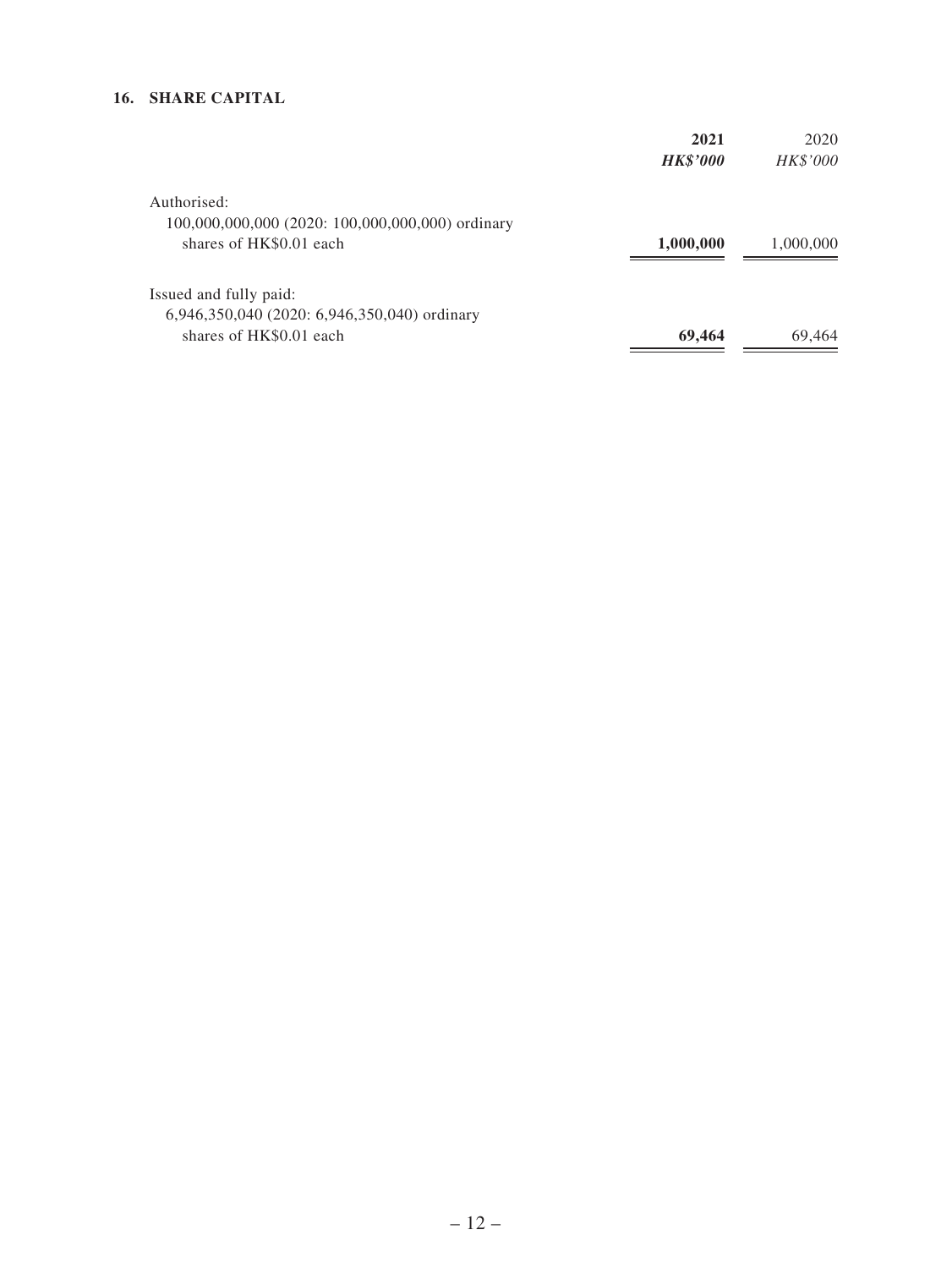## 16. SHARE CAPITAL

| | **2021** | 2020 |
|---|---|---|
| | ***HK$'000*** | *HK$'000* |
| Authorised: | | |
| 100,000,000,000 (2020: 100,000,000,000) ordinary shares of HK$0.01 each | **1,000,000** | 1,000,000 |
| Issued and fully paid: | | |
| 6,946,350,040 (2020: 6,946,350,040) ordinary shares of HK$0.01 each | **69,464** | 69,464 |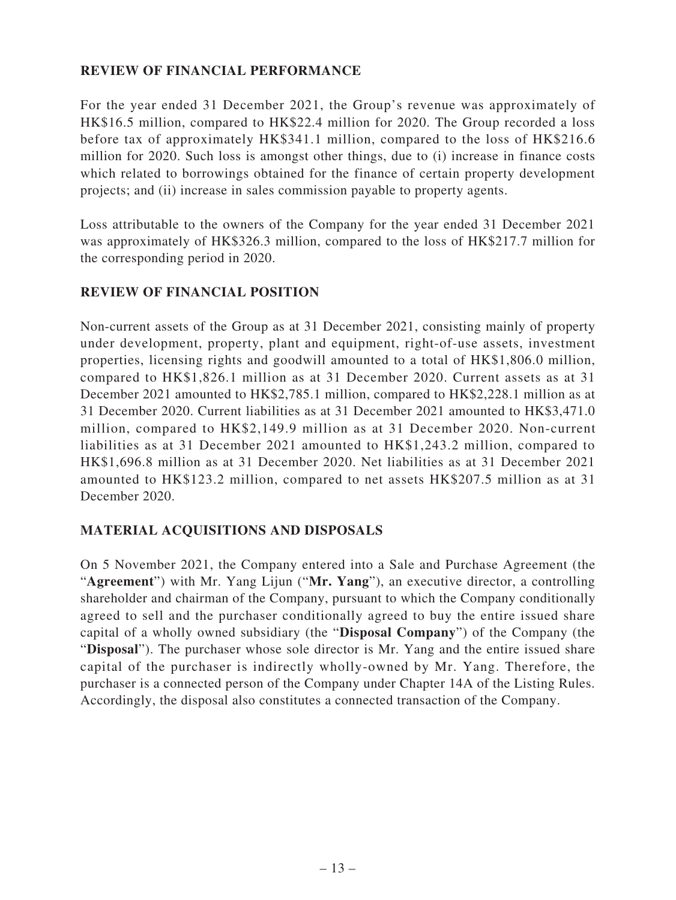## REVIEW OF FINANCIAL PERFORMANCE

For the year ended 31 December 2021, the Group's revenue was approximately of HK$16.5 million, compared to HK$22.4 million for 2020. The Group recorded a loss before tax of approximately HK$341.1 million, compared to the loss of HK$216.6 million for 2020. Such loss is amongst other things, due to (i) increase in finance costs which related to borrowings obtained for the finance of certain property development projects; and (ii) increase in sales commission payable to property agents.

Loss attributable to the owners of the Company for the year ended 31 December 2021 was approximately of HK$326.3 million, compared to the loss of HK$217.7 million for the corresponding period in 2020.

## REVIEW OF FINANCIAL POSITION

Non-current assets of the Group as at 31 December 2021, consisting mainly of property under development, property, plant and equipment, right-of-use assets, investment properties, licensing rights and goodwill amounted to a total of HK$1,806.0 million, compared to HK$1,826.1 million as at 31 December 2020. Current assets as at 31 December 2021 amounted to HK$2,785.1 million, compared to HK$2,228.1 million as at 31 December 2020. Current liabilities as at 31 December 2021 amounted to HK$3,471.0 million, compared to HK$2,149.9 million as at 31 December 2020. Non-current liabilities as at 31 December 2021 amounted to HK$1,243.2 million, compared to HK$1,696.8 million as at 31 December 2020. Net liabilities as at 31 December 2021 amounted to HK$123.2 million, compared to net assets HK$207.5 million as at 31 December 2020.

## MATERIAL ACQUISITIONS AND DISPOSALS

On 5 November 2021, the Company entered into a Sale and Purchase Agreement (the "**Agreement**") with Mr. Yang Lijun ("**Mr. Yang**"), an executive director, a controlling shareholder and chairman of the Company, pursuant to which the Company conditionally agreed to sell and the purchaser conditionally agreed to buy the entire issued share capital of a wholly owned subsidiary (the "**Disposal Company**") of the Company (the "**Disposal**"). The purchaser whose sole director is Mr. Yang and the entire issued share capital of the purchaser is indirectly wholly-owned by Mr. Yang. Therefore, the purchaser is a connected person of the Company under Chapter 14A of the Listing Rules. Accordingly, the disposal also constitutes a connected transaction of the Company.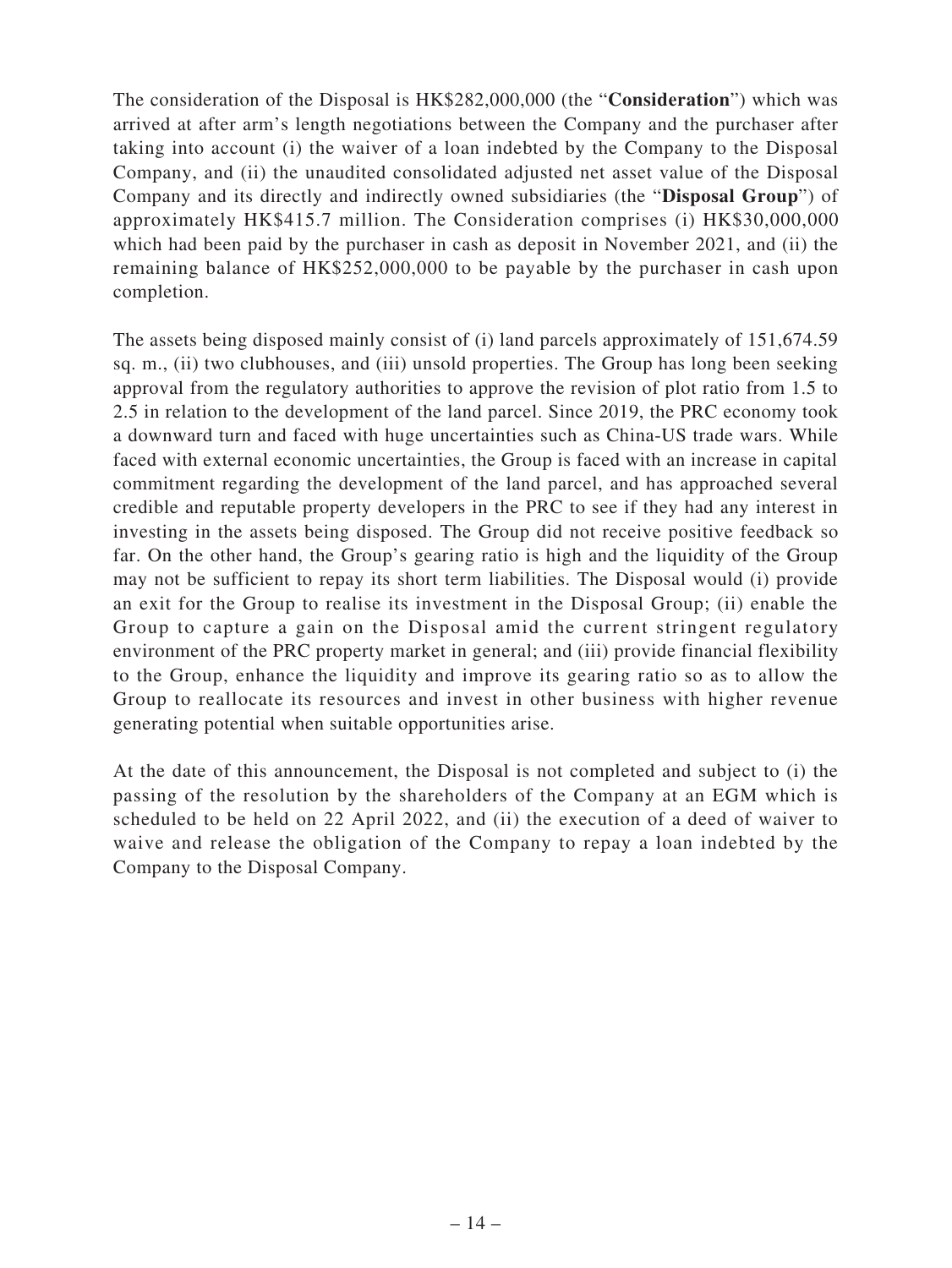The consideration of the Disposal is HK$282,000,000 (the "**Consideration**") which was arrived at after arm's length negotiations between the Company and the purchaser after taking into account (i) the waiver of a loan indebted by the Company to the Disposal Company, and (ii) the unaudited consolidated adjusted net asset value of the Disposal Company and its directly and indirectly owned subsidiaries (the "**Disposal Group**") of approximately HK$415.7 million. The Consideration comprises (i) HK$30,000,000 which had been paid by the purchaser in cash as deposit in November 2021, and (ii) the remaining balance of HK$252,000,000 to be payable by the purchaser in cash upon completion.

The assets being disposed mainly consist of (i) land parcels approximately of 151,674.59 sq. m., (ii) two clubhouses, and (iii) unsold properties. The Group has long been seeking approval from the regulatory authorities to approve the revision of plot ratio from 1.5 to 2.5 in relation to the development of the land parcel. Since 2019, the PRC economy took a downward turn and faced with huge uncertainties such as China-US trade wars. While faced with external economic uncertainties, the Group is faced with an increase in capital commitment regarding the development of the land parcel, and has approached several credible and reputable property developers in the PRC to see if they had any interest in investing in the assets being disposed. The Group did not receive positive feedback so far. On the other hand, the Group's gearing ratio is high and the liquidity of the Group may not be sufficient to repay its short term liabilities. The Disposal would (i) provide an exit for the Group to realise its investment in the Disposal Group; (ii) enable the Group to capture a gain on the Disposal amid the current stringent regulatory environment of the PRC property market in general; and (iii) provide financial flexibility to the Group, enhance the liquidity and improve its gearing ratio so as to allow the Group to reallocate its resources and invest in other business with higher revenue generating potential when suitable opportunities arise.

At the date of this announcement, the Disposal is not completed and subject to (i) the passing of the resolution by the shareholders of the Company at an EGM which is scheduled to be held on 22 April 2022, and (ii) the execution of a deed of waiver to waive and release the obligation of the Company to repay a loan indebted by the Company to the Disposal Company.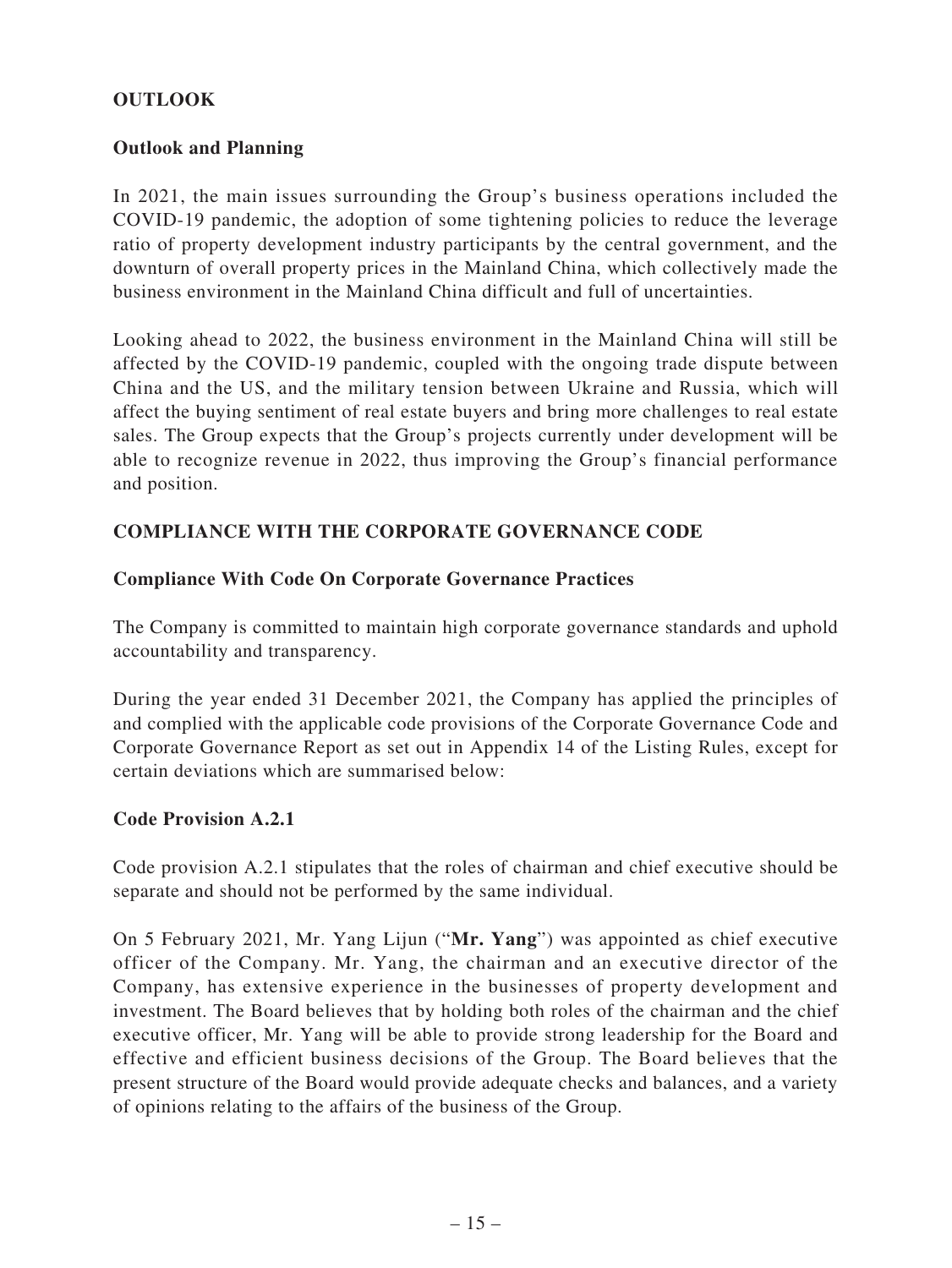## OUTLOOK

### Outlook and Planning

In 2021, the main issues surrounding the Group's business operations included the COVID-19 pandemic, the adoption of some tightening policies to reduce the leverage ratio of property development industry participants by the central government, and the downturn of overall property prices in the Mainland China, which collectively made the business environment in the Mainland China difficult and full of uncertainties.

Looking ahead to 2022, the business environment in the Mainland China will still be affected by the COVID-19 pandemic, coupled with the ongoing trade dispute between China and the US, and the military tension between Ukraine and Russia, which will affect the buying sentiment of real estate buyers and bring more challenges to real estate sales. The Group expects that the Group's projects currently under development will be able to recognize revenue in 2022, thus improving the Group's financial performance and position.

## COMPLIANCE WITH THE CORPORATE GOVERNANCE CODE

### Compliance With Code On Corporate Governance Practices

The Company is committed to maintain high corporate governance standards and uphold accountability and transparency.

During the year ended 31 December 2021, the Company has applied the principles of and complied with the applicable code provisions of the Corporate Governance Code and Corporate Governance Report as set out in Appendix 14 of the Listing Rules, except for certain deviations which are summarised below:

### Code Provision A.2.1

Code provision A.2.1 stipulates that the roles of chairman and chief executive should be separate and should not be performed by the same individual.

On 5 February 2021, Mr. Yang Lijun ("**Mr. Yang**") was appointed as chief executive officer of the Company. Mr. Yang, the chairman and an executive director of the Company, has extensive experience in the businesses of property development and investment. The Board believes that by holding both roles of the chairman and the chief executive officer, Mr. Yang will be able to provide strong leadership for the Board and effective and efficient business decisions of the Group. The Board believes that the present structure of the Board would provide adequate checks and balances, and a variety of opinions relating to the affairs of the business of the Group.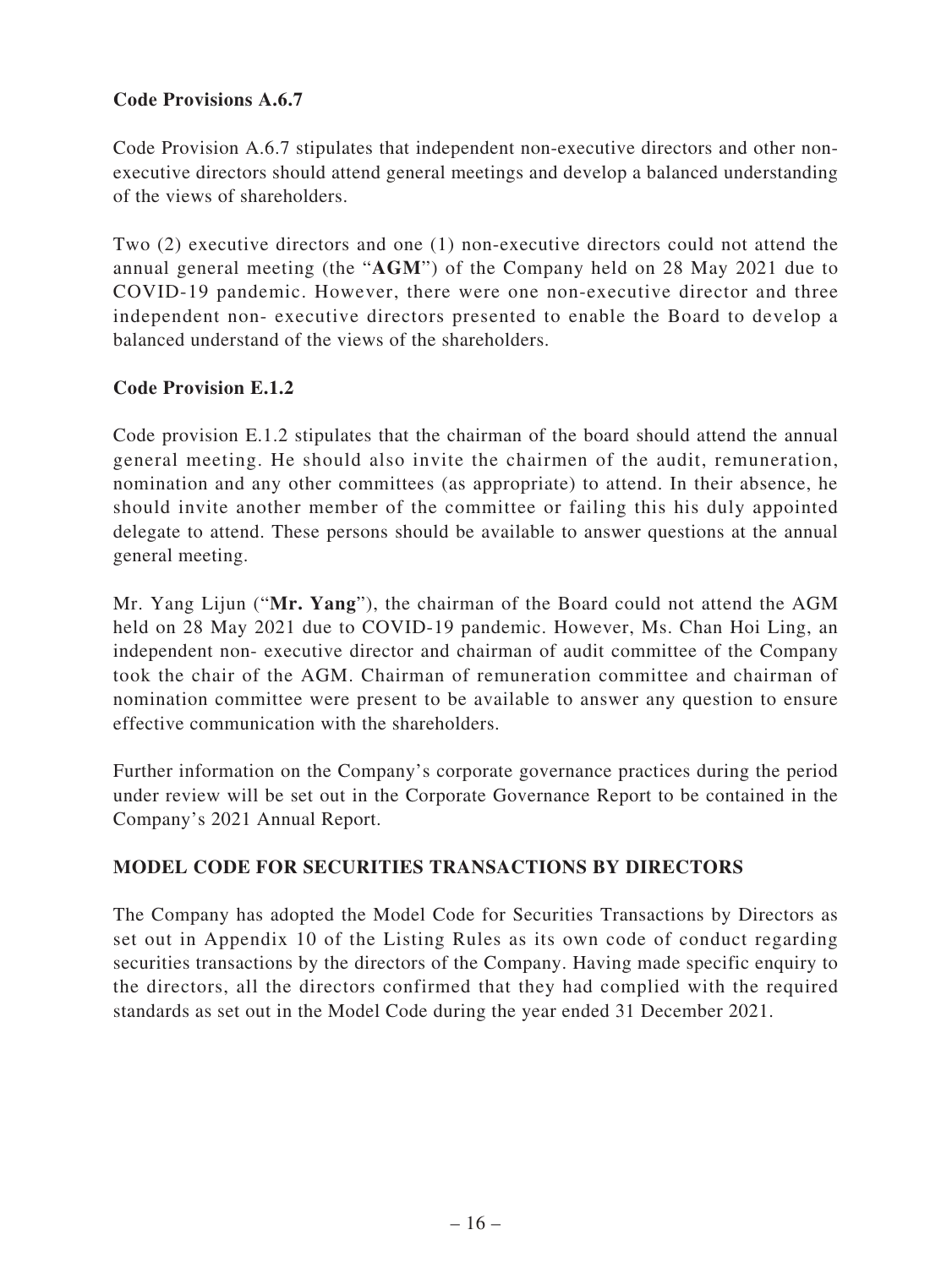**Code Provisions A.6.7**

Code Provision A.6.7 stipulates that independent non-executive directors and other non-executive directors should attend general meetings and develop a balanced understanding of the views of shareholders.

Two (2) executive directors and one (1) non-executive directors could not attend the annual general meeting (the "**AGM**") of the Company held on 28 May 2021 due to COVID-19 pandemic. However, there were one non-executive director and three independent non- executive directors presented to enable the Board to develop a balanced understand of the views of the shareholders.

**Code Provision E.1.2**

Code provision E.1.2 stipulates that the chairman of the board should attend the annual general meeting. He should also invite the chairmen of the audit, remuneration, nomination and any other committees (as appropriate) to attend. In their absence, he should invite another member of the committee or failing this his duly appointed delegate to attend. These persons should be available to answer questions at the annual general meeting.

Mr. Yang Lijun ("**Mr. Yang**"), the chairman of the Board could not attend the AGM held on 28 May 2021 due to COVID-19 pandemic. However, Ms. Chan Hoi Ling, an independent non- executive director and chairman of audit committee of the Company took the chair of the AGM. Chairman of remuneration committee and chairman of nomination committee were present to be available to answer any question to ensure effective communication with the shareholders.

Further information on the Company's corporate governance practices during the period under review will be set out in the Corporate Governance Report to be contained in the Company's 2021 Annual Report.

**MODEL CODE FOR SECURITIES TRANSACTIONS BY DIRECTORS**

The Company has adopted the Model Code for Securities Transactions by Directors as set out in Appendix 10 of the Listing Rules as its own code of conduct regarding securities transactions by the directors of the Company. Having made specific enquiry to the directors, all the directors confirmed that they had complied with the required standards as set out in the Model Code during the year ended 31 December 2021.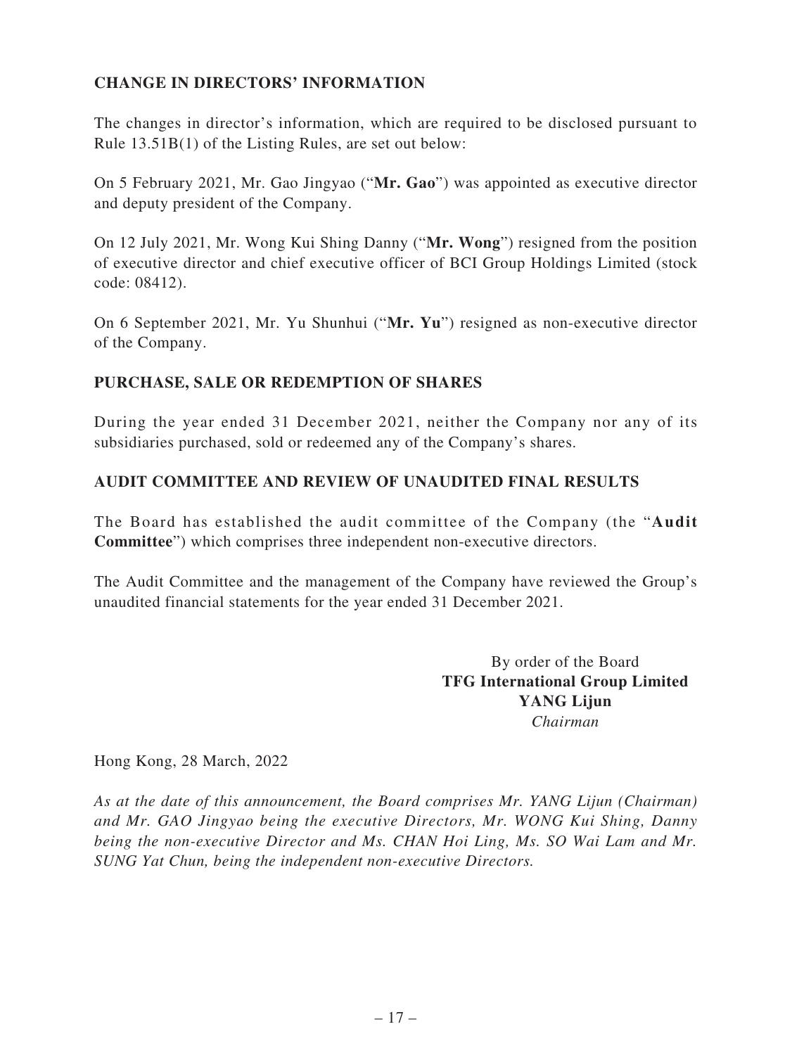## CHANGE IN DIRECTORS' INFORMATION

The changes in director's information, which are required to be disclosed pursuant to Rule 13.51B(1) of the Listing Rules, are set out below:

On 5 February 2021, Mr. Gao Jingyao ("**Mr. Gao**") was appointed as executive director and deputy president of the Company.

On 12 July 2021, Mr. Wong Kui Shing Danny ("**Mr. Wong**") resigned from the position of executive director and chief executive officer of BCI Group Holdings Limited (stock code: 08412).

On 6 September 2021, Mr. Yu Shunhui ("**Mr. Yu**") resigned as non-executive director of the Company.

## PURCHASE, SALE OR REDEMPTION OF SHARES

During the year ended 31 December 2021, neither the Company nor any of its subsidiaries purchased, sold or redeemed any of the Company's shares.

## AUDIT COMMITTEE AND REVIEW OF UNAUDITED FINAL RESULTS

The Board has established the audit committee of the Company (the "**Audit Committee**") which comprises three independent non-executive directors.

The Audit Committee and the management of the Company have reviewed the Group's unaudited financial statements for the year ended 31 December 2021.

By order of the Board
**TFG International Group Limited**
**YANG Lijun**
*Chairman*

Hong Kong, 28 March, 2022

*As at the date of this announcement, the Board comprises Mr. YANG Lijun (Chairman) and Mr. GAO Jingyao being the executive Directors, Mr. WONG Kui Shing, Danny being the non-executive Director and Ms. CHAN Hoi Ling, Ms. SO Wai Lam and Mr. SUNG Yat Chun, being the independent non-executive Directors.*